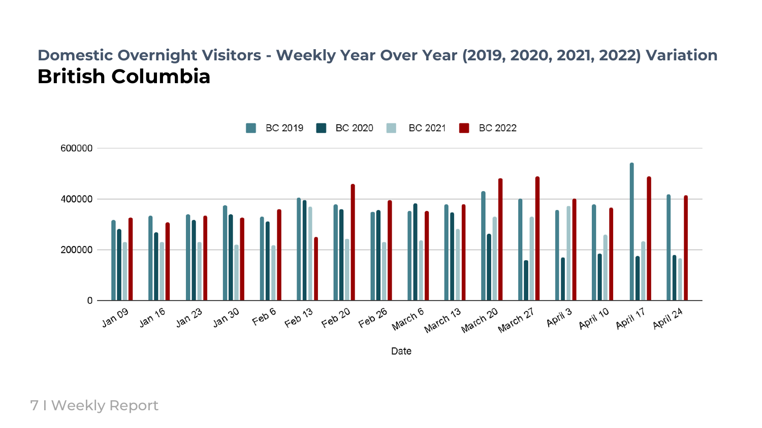## Domestic Overnight Visitors - Weekly Year Over Year (2019, 2020, 2021, 2022) Variation

# British Columbia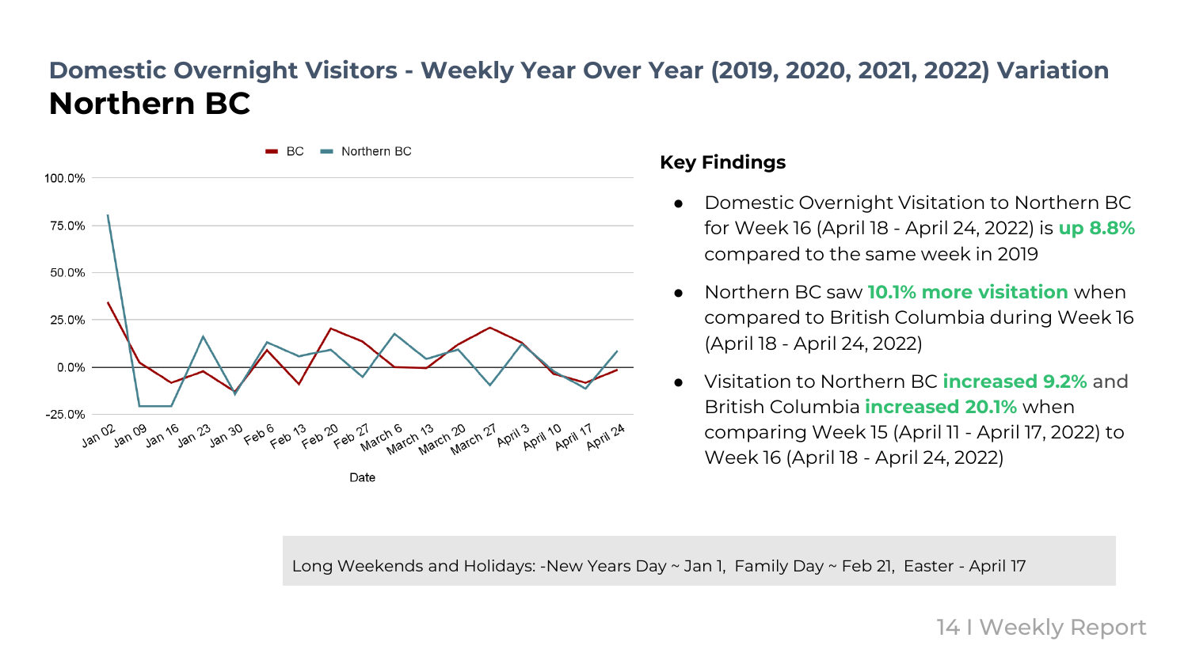# Domestic Overnight Visitors - Weekly Year Over Year (2019, 2020, 2021, 2022) Variation

## Northern BC

### Key Findings

- Domestic Overnight Visitation to Northern BC for Week 16 (April 18 - April 24, 2022) is **up 8.8%** compared to the same week in 2019
- Northern BC saw **10.1% more visitation** when compared to British Columbia during Week 16 (April 18 - April 24, 2022)
- Visitation to Northern BC **increased 9.2%** and British Columbia **increased 20.1%** when comparing Week 15 (April 11 - April 17, 2022) to Week 16 (April 18 - April 24, 2022)

Long Weekends and Holidays: -New Years Day ~ Jan 1, Family Day ~ Feb 21, Easter - April 17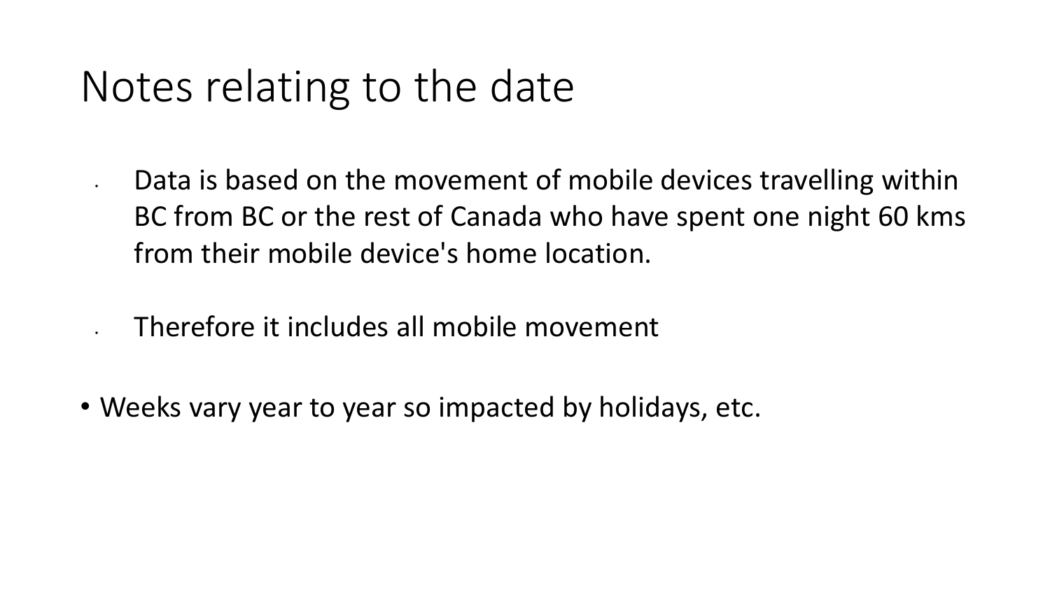# Notes relating to the date

- Data is based on the movement of mobile devices travelling within BC from BC or the rest of Canada who have spent one night 60 kms from their mobile device's home location.

- Therefore it includes all mobile movement

- Weeks vary year to year so impacted by holidays, etc.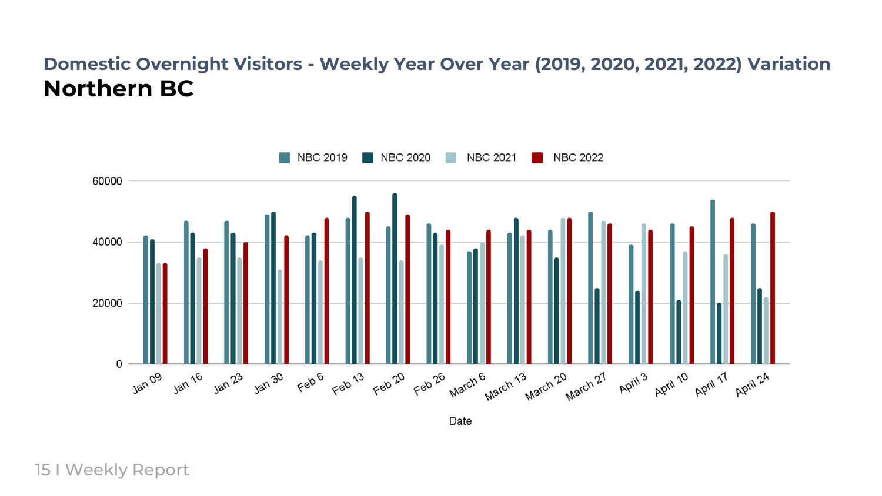## Domestic Overnight Visitors - Weekly Year Over Year (2019, 2020, 2021, 2022) Variation

# Northern BC

NBC 2019
NBC 2020
NBC 2021
NBC 2022

60000
40000
20000
0

Jan 09
Jan 16
Jan 23
Jan 30
Feb 6
Feb 13
Feb 20
Feb 26
March 6
March 13
March 20
March 27
April 3
April 10
April 17
April 24

Date